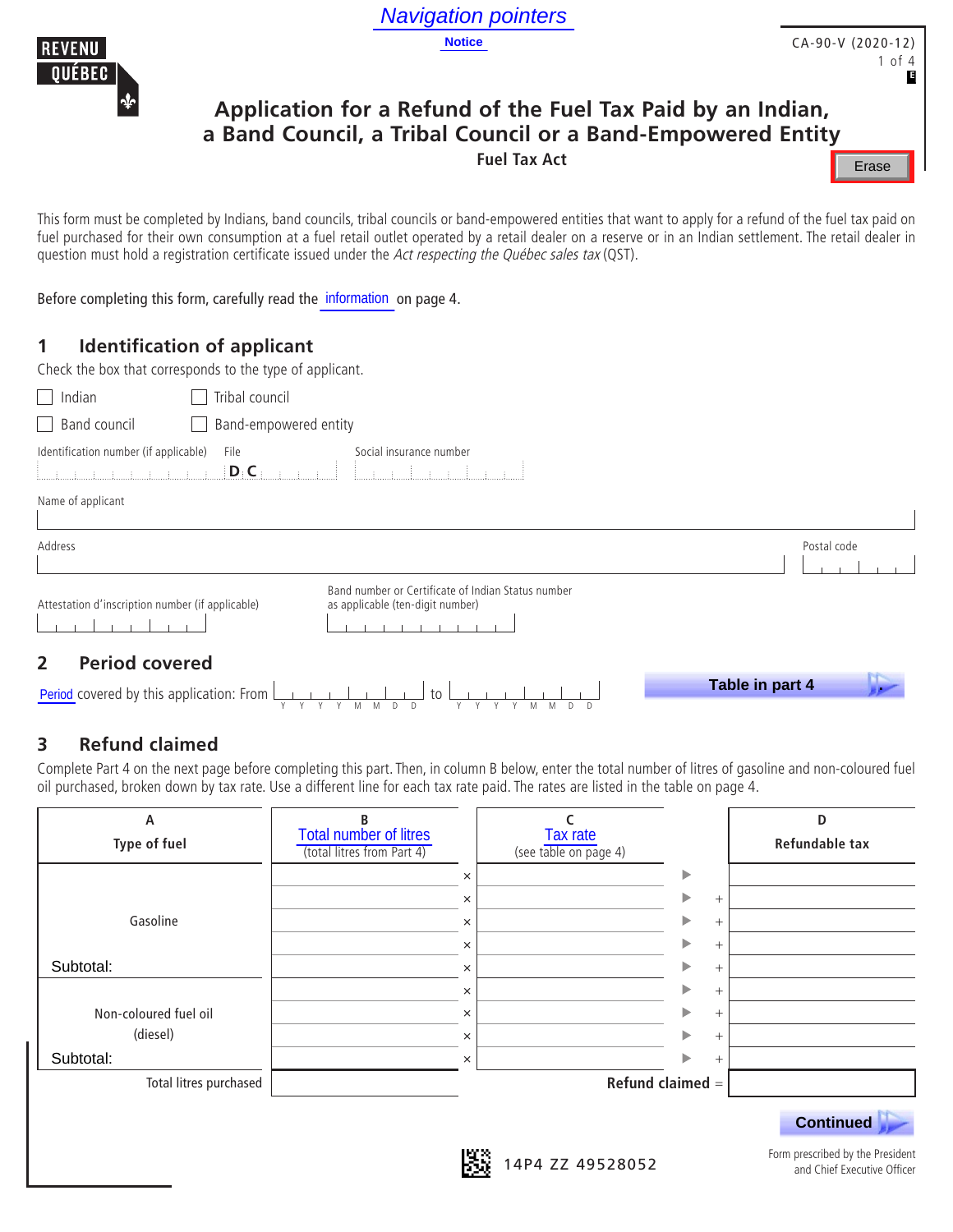Navigation pointers

Notice

CA-90-V (2020-12)

# Application for a Refund of the Fuel Tax Paid by an Indian, a Band Council, a Tribal Council or a Band-Empowered Entity

**Fuel Tax Act**

Erase

This form must be completed by Indians, band councils, tribal councils or band-empowered entities that want to apply for a refund of the fuel tax paid on fuel purchased for their own consumption at a fuel retail outlet operated by a retail dealer on a reserve or in an Indian settlement. The retail dealer in question must hold a registration certificate issued under the *Act respecting the Québec sales tax* (QST).

Before completing this form, carefully read the information on page 4.

## 1 Identification of applicant

Check the box that corresponds to the type of applicant.

- ☐ Indian
- ☐ Tribal council
- ☐ Band council
- ☐ Band-empowered entity

Identification number (if applicable) | File: D C | Social insurance number

Name of applicant

Address | Postal code

Attestation d'inscription number (if applicable)

Band number or Certificate of Indian Status number as applicable (ten-digit number)

## 2 Period covered

Period covered by this application: From (YYYYMMDD) to (YYYYMMDD)

Table in part 4

## 3 Refund claimed

Complete Part 4 on the next page before completing this part. Then, in column B below, enter the total number of litres of gasoline and non-coloured fuel oil purchased, broken down by tax rate. Use a different line for each tax rate paid. The rates are listed in the table on page 4.

| A<br>Type of fuel | B<br>Total number of litres<br>(total litres from Part 4) | | C<br>Tax rate<br>(see table on page 4) | | | D<br>Refundable tax |
|---|---|---|---|---|---|---|
| Gasoline | | × | | ▶ | | |
| | | × | | ▶ | + | |
| | | × | | ▶ | + | |
| | | × | | ▶ | + | |
| Subtotal: | | × | | ▶ | + | |
| Non-coloured fuel oil (diesel) | | × | | ▶ | + | |
| | | × | | ▶ | + | |
| | | × | | ▶ | + | |
| Subtotal: | | × | | ▶ | + | |
| Total litres purchased | | | | | Refund claimed = | |

Continued

14P4 ZZ 49528052

Form prescribed by the President and Chief Executive Officer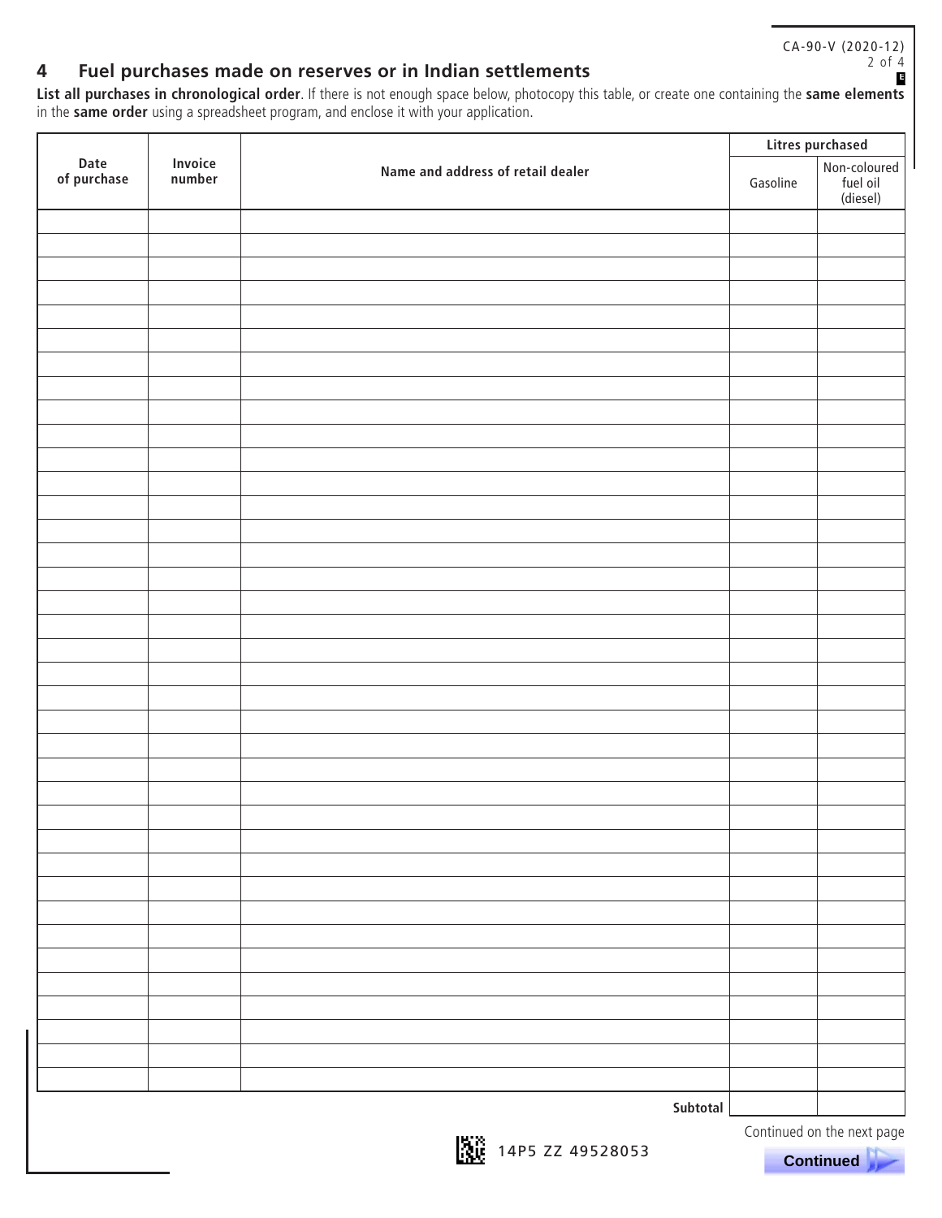## 4 Fuel purchases made on reserves or in Indian settlements

**List all purchases in chronological order**. If there is not enough space below, photocopy this table, or create one containing the **same elements** in the **same order** using a spreadsheet program, and enclose it with your application.

| Date of purchase | Invoice number | Name and address of retail dealer | Litres purchased | |
|---|---|---|---|---|
| | | | Gasoline | Non-coloured fuel oil (diesel) |
| | | | | |
| | | | | |
| | | | | |
| | | | | |
| | | | | |
| | | | | |
| | | | | |
| | | | | |
| | | | | |
| | | | | |
| | | | | |
| | | | | |
| | | | | |
| | | | | |
| | | | | |
| | | | | |
| | | | | |
| | | | | |
| | | | | |
| | | | | |
| | | | | |
| | | | | |
| | | | | |
| | | | | |
| | | | | |
| | | | | |
| | | | | |
| | | | | |
| | | | | |
| | | | | |
| | | | | |
| | | | | |
| | | | | |
| | | | | |
| | | | | |
| | | | | |
| | | **Subtotal** | | |

Continued on the next page

14P5 ZZ 49528053

**Continued**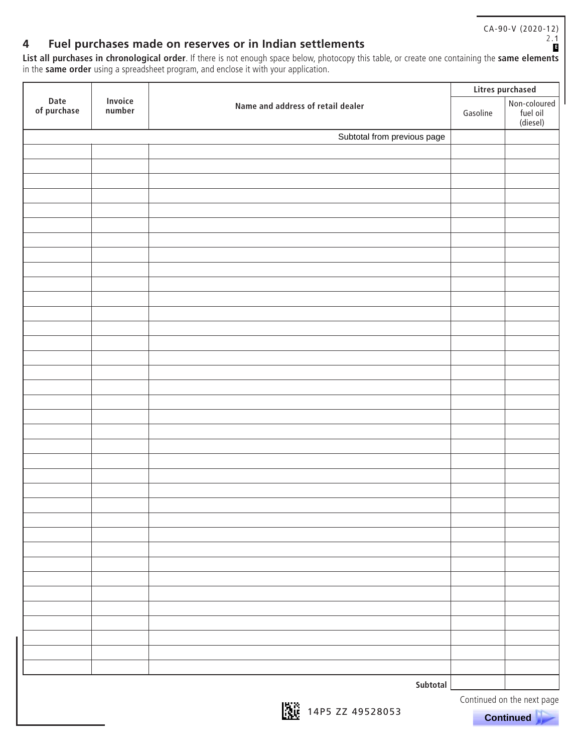## 4 Fuel purchases made on reserves or in Indian settlements

**List all purchases in chronological order**. If there is not enough space below, photocopy this table, or create one containing the **same elements** in the **same order** using a spreadsheet program, and enclose it with your application.

| Date of purchase | Invoice number | Name and address of retail dealer | Litres purchased | |
|---|---|---|---|---|
| | | | Gasoline | Non-coloured fuel oil (diesel) |
| | | Subtotal from previous page | | |
| | | | | |
| | | | | |
| | | | | |
| | | | | |
| | | | | |
| | | | | |
| | | | | |
| | | | | |
| | | | | |
| | | | | |
| | | | | |
| | | | | |
| | | | | |
| | | | | |
| | | | | |
| | | | | |
| | | | | |
| | | | | |
| | | | | |
| | | | | |
| | | | | |
| | | | | |
| | | | | |
| | | | | |
| | | | | |
| | | | | |
| | | | | |
| | | | | |
| | | | | |
| | | | | |
| | | | | |
| | | | | |
| | | | | |
| | | | | |
| | | | | |
| | | **Subtotal** | | |

Continued on the next page

14P5 ZZ 49528053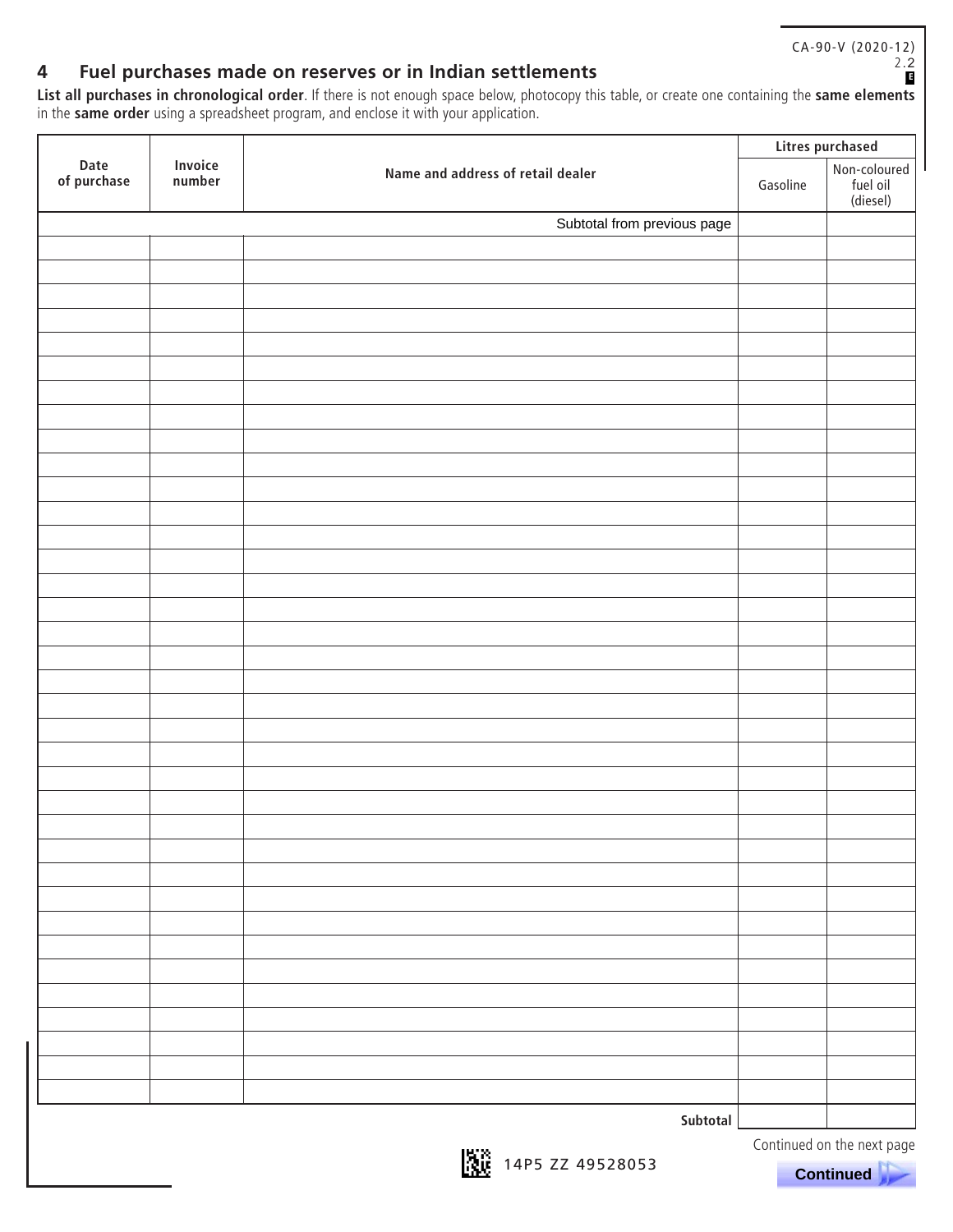CA-90-V (2020-12)

## 4 Fuel purchases made on reserves or in Indian settlements

**List all purchases in chronological order**. If there is not enough space below, photocopy this table, or create one containing the **same elements** in the **same order** using a spreadsheet program, and enclose it with your application.

| Date of purchase | Invoice number | Name and address of retail dealer | Litres purchased | |
|---|---|---|---|---|
| | | | Gasoline | Non-coloured fuel oil (diesel) |
| | | Subtotal from previous page | | |
| | | | | |
| | | | | |
| | | | | |
| | | | | |
| | | | | |
| | | | | |
| | | | | |
| | | | | |
| | | | | |
| | | | | |
| | | | | |
| | | | | |
| | | | | |
| | | | | |
| | | | | |
| | | | | |
| | | | | |
| | | | | |
| | | | | |
| | | | | |
| | | | | |
| | | | | |
| | | | | |
| | | | | |
| | | | | |
| | | | | |
| | | | | |
| | | | | |
| | | | | |
| | | | | |
| | | | | |
| | | | | |
| | | | | |
| | | | | |
| | | | | |
| | | **Subtotal** | | |

Continued on the next page

14P5 ZZ 49528053

Continued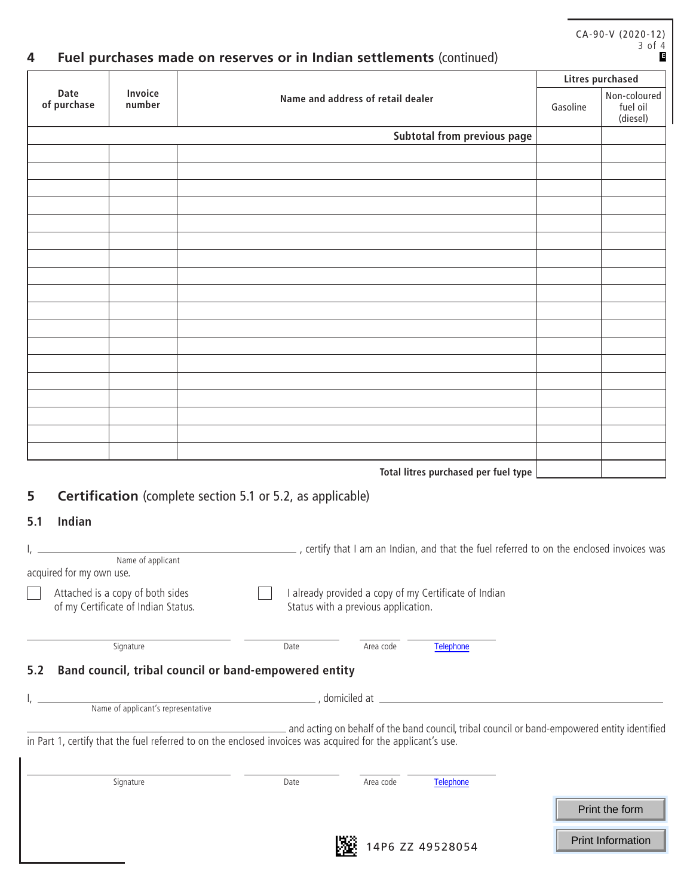## 4 Fuel purchases made on reserves or in Indian settlements (continued)

| Date of purchase | Invoice number | Name and address of retail dealer | Litres purchased | |
|---|---|---|---|---|
| | | | Gasoline | Non-coloured fuel oil (diesel) |
| | | **Subtotal from previous page** | | |
| | | | | |
| | | | | |
| | | | | |
| | | | | |
| | | | | |
| | | | | |
| | | | | |
| | | | | |
| | | | | |
| | | | | |
| | | | | |
| | | | | |
| | | | | |
| | | | | |
| | | | | |
| | | | | |
| | | | | |
| | | | | |
| | | **Total litres purchased per fuel type** | | |

## 5 Certification (complete section 5.1 or 5.2, as applicable)

### 5.1 Indian

I, ______________________________ (Name of applicant), certify that I am an Indian, and that the fuel referred to on the enclosed invoices was acquired for my own use.

☐ Attached is a copy of both sides of my Certificate of Indian Status.

☐ I already provided a copy of my Certificate of Indian Status with a previous application.

______________________ Signature ______________ Date ________ Area code ______________ Telephone

### 5.2 Band council, tribal council or band-empowered entity

I, ______________________________ (Name of applicant's representative), domiciled at ______________________________ ______________________________ and acting on behalf of the band council, tribal council or band-empowered entity identified in Part 1, certify that the fuel referred to on the enclosed invoices was acquired for the applicant's use.

______________________ Signature ______________ Date ________ Area code ______________ Telephone

Print the form

Print Information

14P6 ZZ 49528054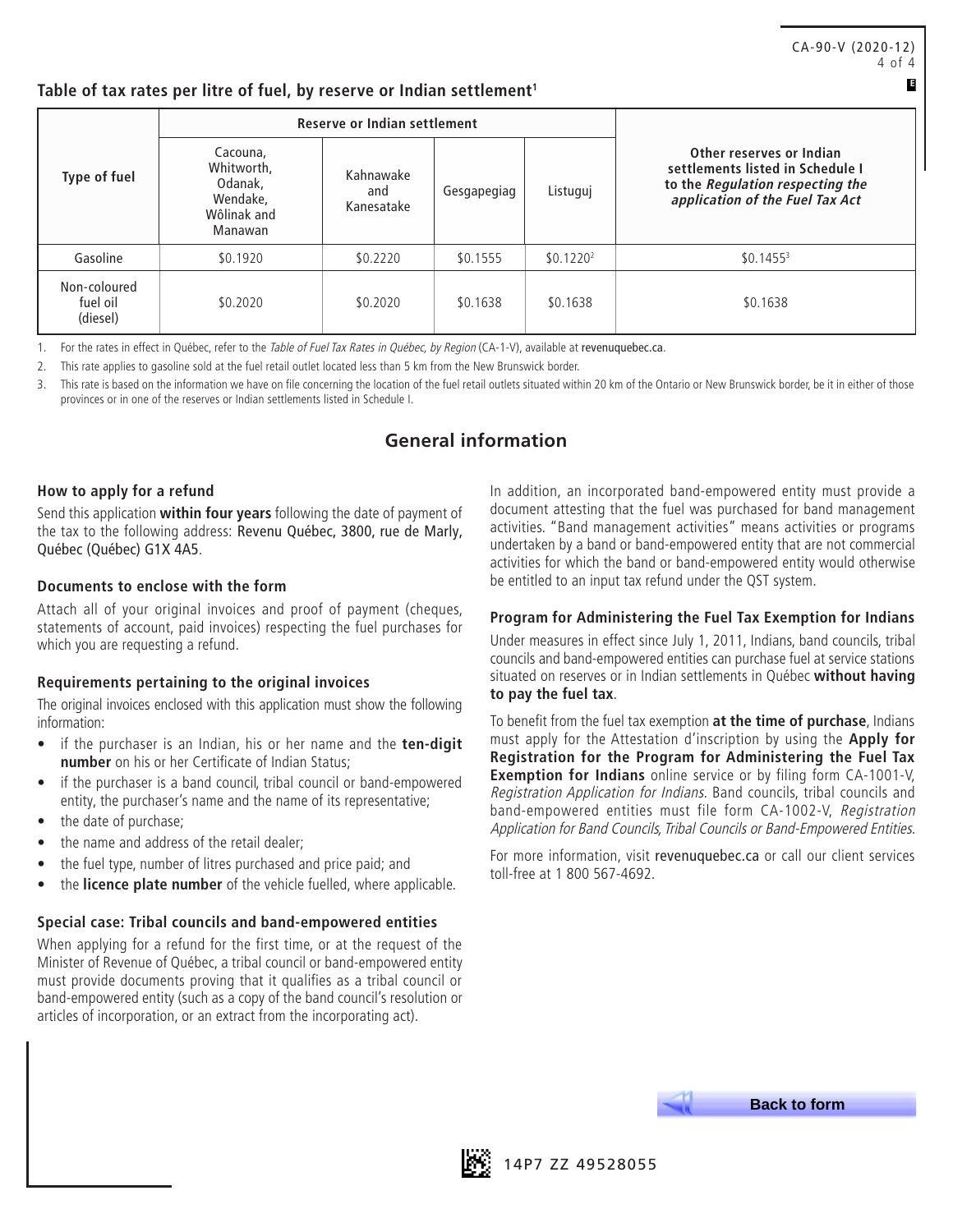## Table of tax rates per litre of fuel, by reserve or Indian settlement[1]

| Type of fuel | Reserve or Indian settlement | | | | Other reserves or Indian settlements listed in Schedule I to the *Regulation respecting the application of the Fuel Tax Act* |
|---|---|---|---|---|---|
| | Cacouna, Whitworth, Odanak, Wendake, Wôlinak and Manawan | Kahnawake and Kanesatake | Gesgapegiag | Listuguj | |
| Gasoline | $0.1920 | $0.2220 | $0.1555 | $0.1220[2] | $0.1455[3] |
| Non-coloured fuel oil (diesel) | $0.2020 | $0.2020 | $0.1638 | $0.1638 | $0.1638 |

1. For the rates in effect in Québec, refer to the *Table of Fuel Tax Rates in Québec, by Region* (CA-1-V), available at revenuquebec.ca.
2. This rate applies to gasoline sold at the fuel retail outlet located less than 5 km from the New Brunswick border.
3. This rate is based on the information we have on file concerning the location of the fuel retail outlets situated within 20 km of the Ontario or New Brunswick border, be it in either of those provinces or in one of the reserves or Indian settlements listed in Schedule I.

# General information

### How to apply for a refund

Send this application **within four years** following the date of payment of the tax to the following address: Revenu Québec, 3800, rue de Marly, Québec (Québec) G1X 4A5.

### Documents to enclose with the form

Attach all of your original invoices and proof of payment (cheques, statements of account, paid invoices) respecting the fuel purchases for which you are requesting a refund.

### Requirements pertaining to the original invoices

The original invoices enclosed with this application must show the following information:

- if the purchaser is an Indian, his or her name and the **ten-digit number** on his or her Certificate of Indian Status;
- if the purchaser is a band council, tribal council or band-empowered entity, the purchaser's name and the name of its representative;
- the date of purchase;
- the name and address of the retail dealer;
- the fuel type, number of litres purchased and price paid; and
- the **licence plate number** of the vehicle fuelled, where applicable.

### Special case: Tribal councils and band-empowered entities

When applying for a refund for the first time, or at the request of the Minister of Revenue of Québec, a tribal council or band-empowered entity must provide documents proving that it qualifies as a tribal council or band-empowered entity (such as a copy of the band council's resolution or articles of incorporation, or an extract from the incorporating act).

In addition, an incorporated band-empowered entity must provide a document attesting that the fuel was purchased for band management activities. "Band management activities" means activities or programs undertaken by a band or band-empowered entity that are not commercial activities for which the band or band-empowered entity would otherwise be entitled to an input tax refund under the QST system.

### Program for Administering the Fuel Tax Exemption for Indians

Under measures in effect since July 1, 2011, Indians, band councils, tribal councils and band-empowered entities can purchase fuel at service stations situated on reserves or in Indian settlements in Québec **without having to pay the fuel tax**.

To benefit from the fuel tax exemption **at the time of purchase**, Indians must apply for the Attestation d'inscription by using the **Apply for Registration for the Program for Administering the Fuel Tax Exemption for Indians** online service or by filing form CA-1001-V, *Registration Application for Indians*. Band councils, tribal councils and band-empowered entities must file form CA-1002-V, *Registration Application for Band Councils, Tribal Councils or Band-Empowered Entities*.

For more information, visit revenuquebec.ca or call our client services toll-free at 1 800 567-4692.